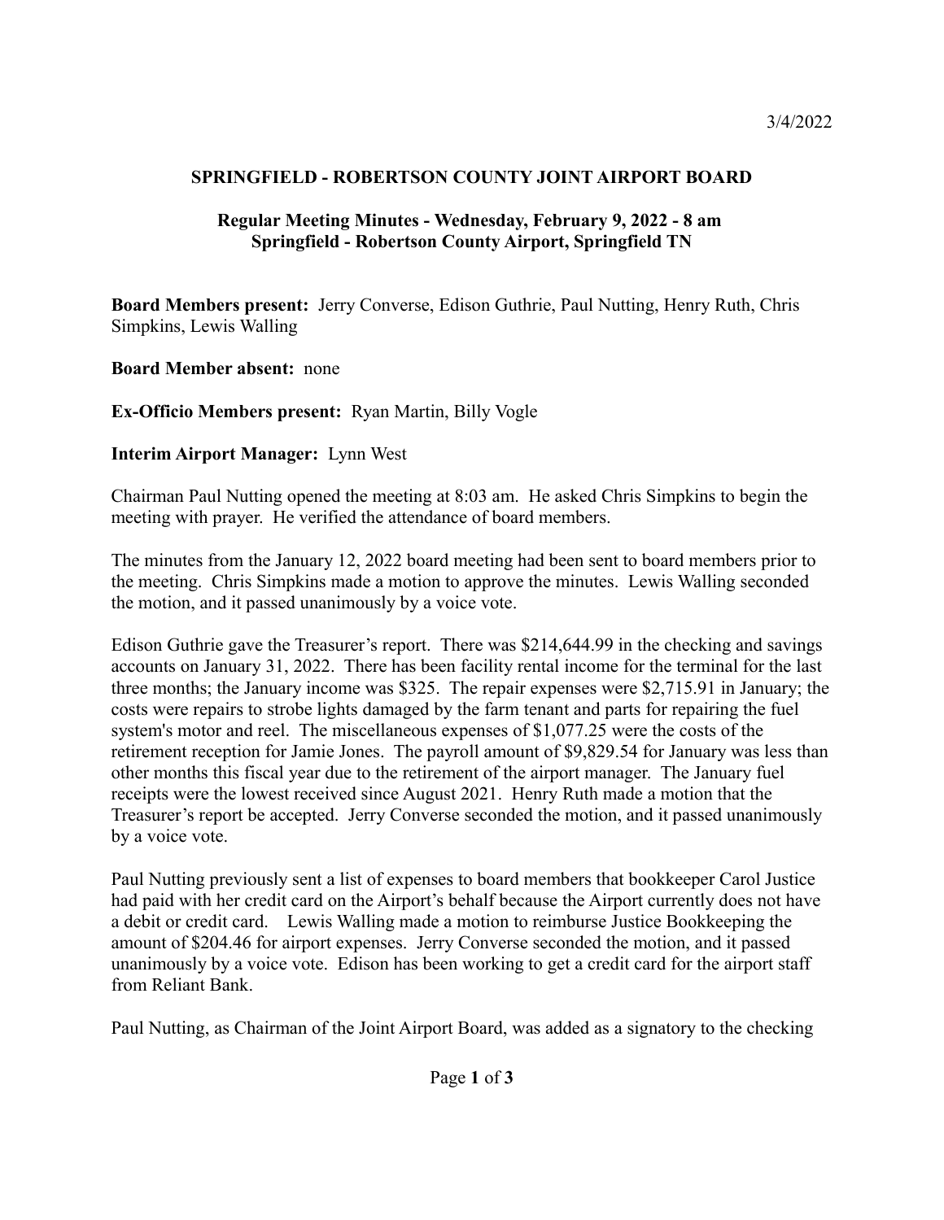3/4/2022

## SPRINGFIELD - ROBERTSON COUNTY JOINT AIRPORT BOARD

### Regular Meeting Minutes - Wednesday, February 9, 2022 - 8 am
### Springfield - Robertson County Airport, Springfield TN

**Board Members present:** Jerry Converse, Edison Guthrie, Paul Nutting, Henry Ruth, Chris Simpkins, Lewis Walling

**Board Member absent:** none

**Ex-Officio Members present:** Ryan Martin, Billy Vogle

**Interim Airport Manager:** Lynn West

Chairman Paul Nutting opened the meeting at 8:03 am. He asked Chris Simpkins to begin the meeting with prayer. He verified the attendance of board members.

The minutes from the January 12, 2022 board meeting had been sent to board members prior to the meeting. Chris Simpkins made a motion to approve the minutes. Lewis Walling seconded the motion, and it passed unanimously by a voice vote.

Edison Guthrie gave the Treasurer's report. There was $214,644.99 in the checking and savings accounts on January 31, 2022. There has been facility rental income for the terminal for the last three months; the January income was $325. The repair expenses were $2,715.91 in January; the costs were repairs to strobe lights damaged by the farm tenant and parts for repairing the fuel system's motor and reel. The miscellaneous expenses of $1,077.25 were the costs of the retirement reception for Jamie Jones. The payroll amount of $9,829.54 for January was less than other months this fiscal year due to the retirement of the airport manager. The January fuel receipts were the lowest received since August 2021. Henry Ruth made a motion that the Treasurer's report be accepted. Jerry Converse seconded the motion, and it passed unanimously by a voice vote.

Paul Nutting previously sent a list of expenses to board members that bookkeeper Carol Justice had paid with her credit card on the Airport's behalf because the Airport currently does not have a debit or credit card. Lewis Walling made a motion to reimburse Justice Bookkeeping the amount of $204.46 for airport expenses. Jerry Converse seconded the motion, and it passed unanimously by a voice vote. Edison has been working to get a credit card for the airport staff from Reliant Bank.

Paul Nutting, as Chairman of the Joint Airport Board, was added as a signatory to the checking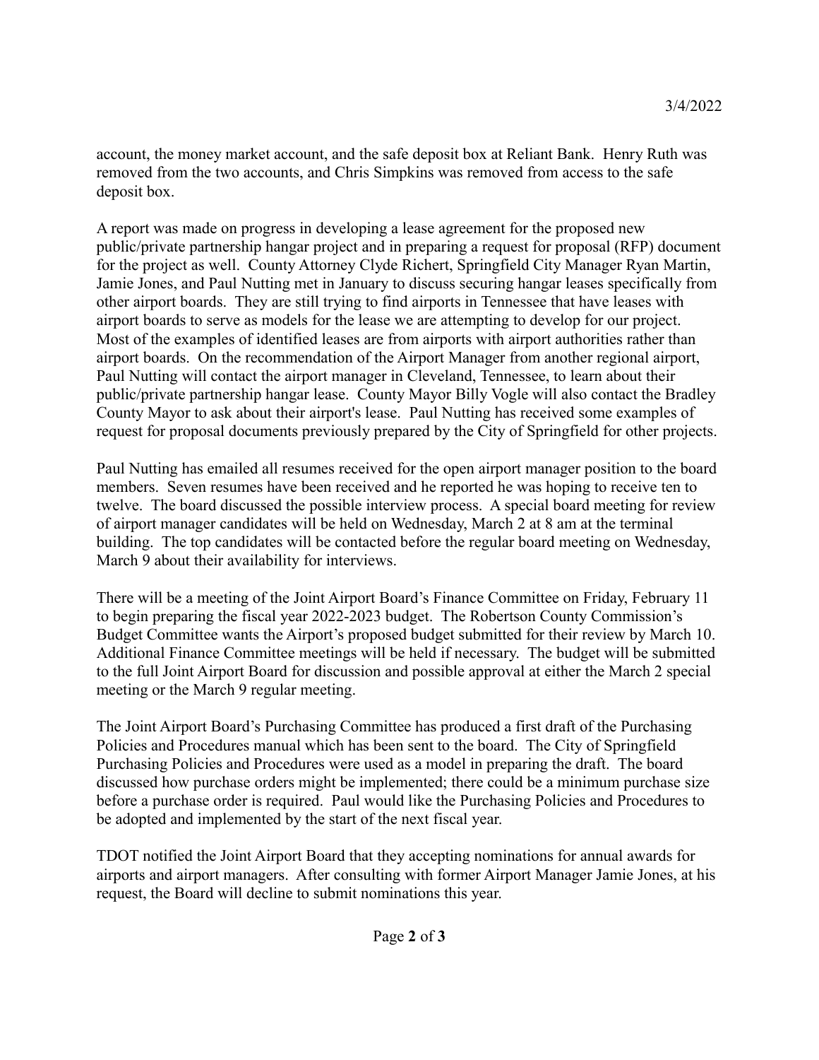account, the money market account, and the safe deposit box at Reliant Bank. Henry Ruth was removed from the two accounts, and Chris Simpkins was removed from access to the safe deposit box.

A report was made on progress in developing a lease agreement for the proposed new public/private partnership hangar project and in preparing a request for proposal (RFP) document for the project as well. County Attorney Clyde Richert, Springfield City Manager Ryan Martin, Jamie Jones, and Paul Nutting met in January to discuss securing hangar leases specifically from other airport boards. They are still trying to find airports in Tennessee that have leases with airport boards to serve as models for the lease we are attempting to develop for our project. Most of the examples of identified leases are from airports with airport authorities rather than airport boards. On the recommendation of the Airport Manager from another regional airport, Paul Nutting will contact the airport manager in Cleveland, Tennessee, to learn about their public/private partnership hangar lease. County Mayor Billy Vogle will also contact the Bradley County Mayor to ask about their airport's lease. Paul Nutting has received some examples of request for proposal documents previously prepared by the City of Springfield for other projects.

Paul Nutting has emailed all resumes received for the open airport manager position to the board members. Seven resumes have been received and he reported he was hoping to receive ten to twelve. The board discussed the possible interview process. A special board meeting for review of airport manager candidates will be held on Wednesday, March 2 at 8 am at the terminal building. The top candidates will be contacted before the regular board meeting on Wednesday, March 9 about their availability for interviews.

There will be a meeting of the Joint Airport Board's Finance Committee on Friday, February 11 to begin preparing the fiscal year 2022-2023 budget. The Robertson County Commission's Budget Committee wants the Airport's proposed budget submitted for their review by March 10. Additional Finance Committee meetings will be held if necessary. The budget will be submitted to the full Joint Airport Board for discussion and possible approval at either the March 2 special meeting or the March 9 regular meeting.

The Joint Airport Board's Purchasing Committee has produced a first draft of the Purchasing Policies and Procedures manual which has been sent to the board. The City of Springfield Purchasing Policies and Procedures were used as a model in preparing the draft. The board discussed how purchase orders might be implemented; there could be a minimum purchase size before a purchase order is required. Paul would like the Purchasing Policies and Procedures to be adopted and implemented by the start of the next fiscal year.

TDOT notified the Joint Airport Board that they accepting nominations for annual awards for airports and airport managers. After consulting with former Airport Manager Jamie Jones, at his request, the Board will decline to submit nominations this year.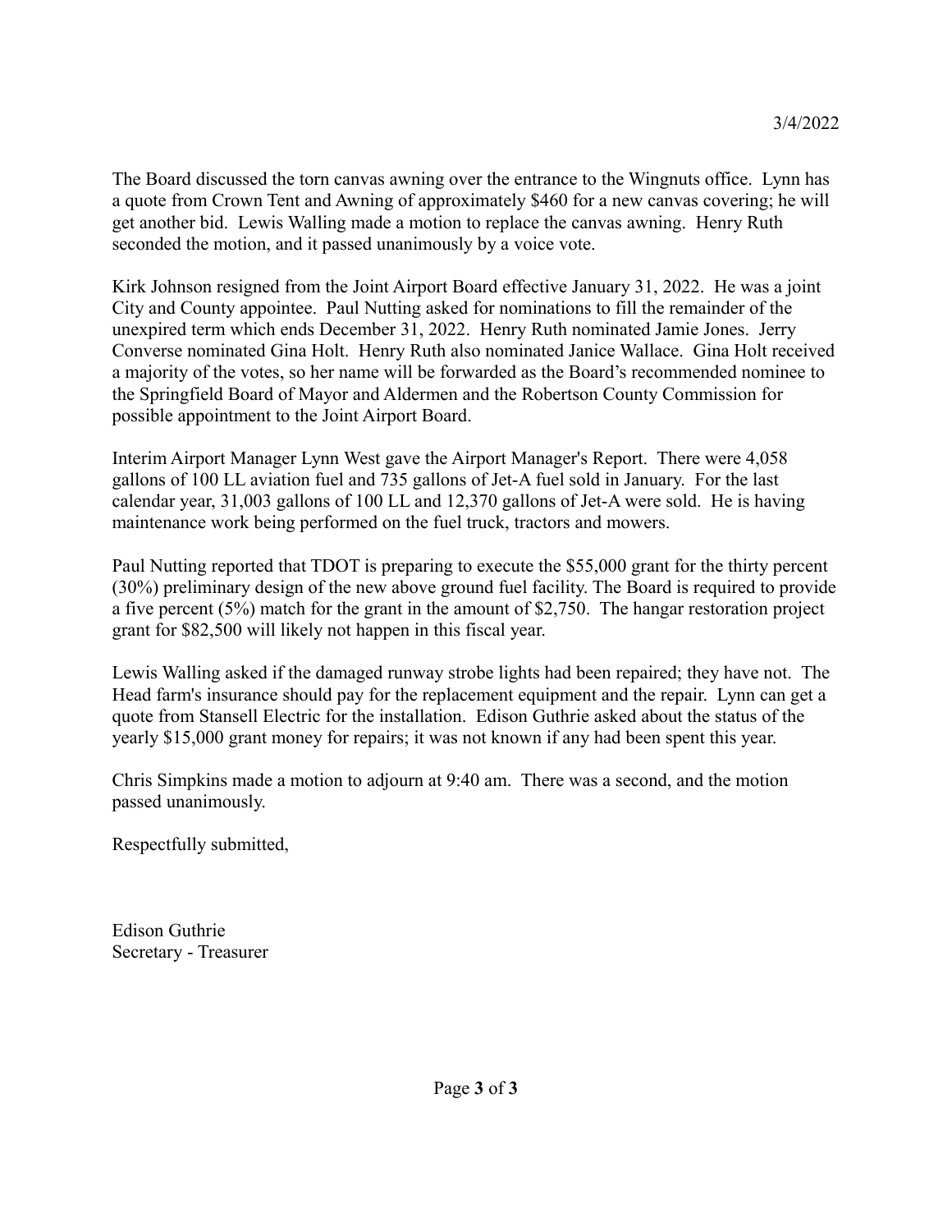The Board discussed the torn canvas awning over the entrance to the Wingnuts office. Lynn has a quote from Crown Tent and Awning of approximately $460 for a new canvas covering; he will get another bid. Lewis Walling made a motion to replace the canvas awning. Henry Ruth seconded the motion, and it passed unanimously by a voice vote.

Kirk Johnson resigned from the Joint Airport Board effective January 31, 2022. He was a joint City and County appointee. Paul Nutting asked for nominations to fill the remainder of the unexpired term which ends December 31, 2022. Henry Ruth nominated Jamie Jones. Jerry Converse nominated Gina Holt. Henry Ruth also nominated Janice Wallace. Gina Holt received a majority of the votes, so her name will be forwarded as the Board's recommended nominee to the Springfield Board of Mayor and Aldermen and the Robertson County Commission for possible appointment to the Joint Airport Board.

Interim Airport Manager Lynn West gave the Airport Manager's Report. There were 4,058 gallons of 100 LL aviation fuel and 735 gallons of Jet-A fuel sold in January. For the last calendar year, 31,003 gallons of 100 LL and 12,370 gallons of Jet-A were sold. He is having maintenance work being performed on the fuel truck, tractors and mowers.

Paul Nutting reported that TDOT is preparing to execute the $55,000 grant for the thirty percent (30%) preliminary design of the new above ground fuel facility. The Board is required to provide a five percent (5%) match for the grant in the amount of $2,750. The hangar restoration project grant for $82,500 will likely not happen in this fiscal year.

Lewis Walling asked if the damaged runway strobe lights had been repaired; they have not. The Head farm's insurance should pay for the replacement equipment and the repair. Lynn can get a quote from Stansell Electric for the installation. Edison Guthrie asked about the status of the yearly $15,000 grant money for repairs; it was not known if any had been spent this year.

Chris Simpkins made a motion to adjourn at 9:40 am. There was a second, and the motion passed unanimously.

Respectfully submitted,

Edison Guthrie
Secretary - Treasurer